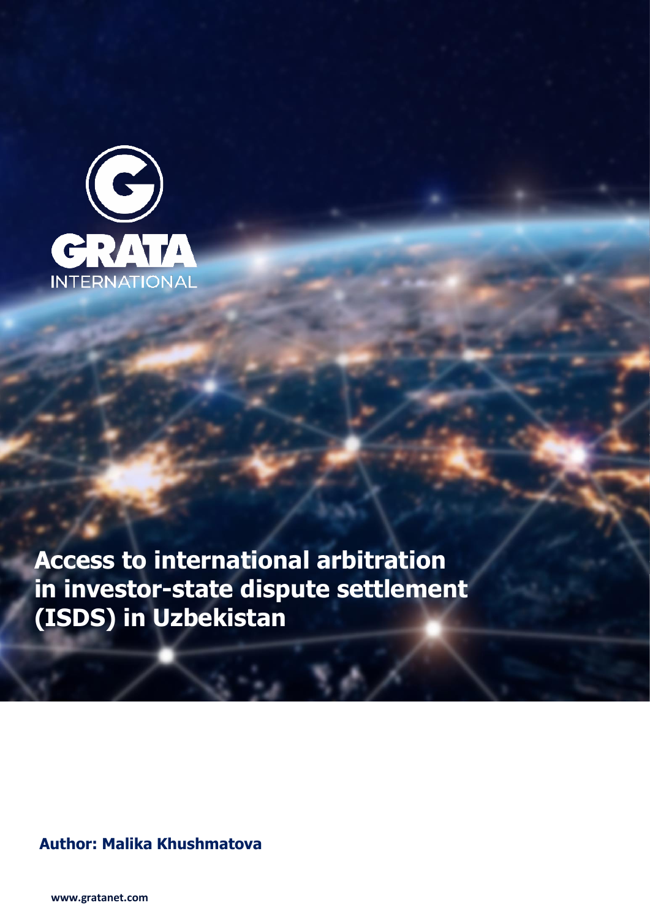GRATA INTERNATIONAL

# Access to international arbitration in investor-state dispute settlement (ISDS) in Uzbekistan

**Author: Malika Khushmatova**

www.gratanet.com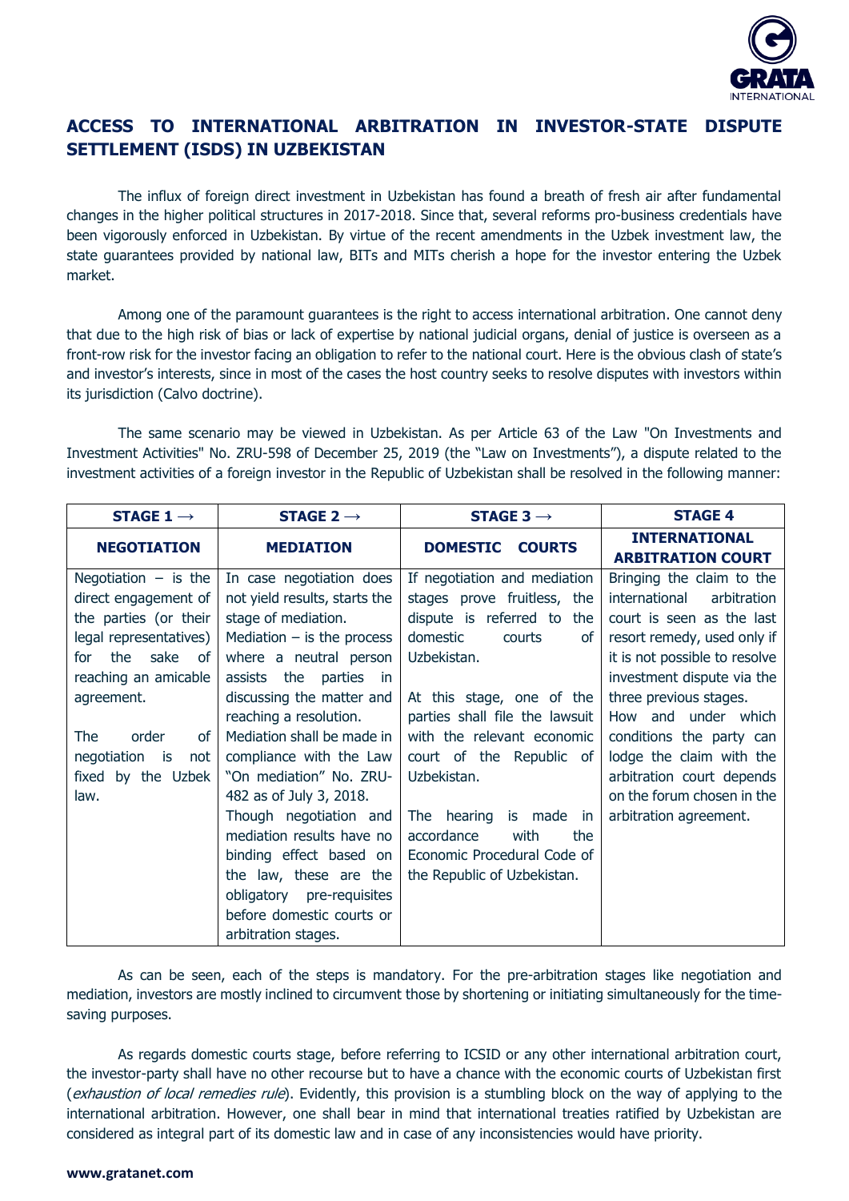## ACCESS TO INTERNATIONAL ARBITRATION IN INVESTOR-STATE DISPUTE SETTLEMENT (ISDS) IN UZBEKISTAN

The influx of foreign direct investment in Uzbekistan has found a breath of fresh air after fundamental changes in the higher political structures in 2017-2018. Since that, several reforms pro-business credentials have been vigorously enforced in Uzbekistan. By virtue of the recent amendments in the Uzbek investment law, the state guarantees provided by national law, BITs and MITs cherish a hope for the investor entering the Uzbek market.

Among one of the paramount guarantees is the right to access international arbitration. One cannot deny that due to the high risk of bias or lack of expertise by national judicial organs, denial of justice is overseen as a front-row risk for the investor facing an obligation to refer to the national court. Here is the obvious clash of state's and investor's interests, since in most of the cases the host country seeks to resolve disputes with investors within its jurisdiction (Calvo doctrine).

The same scenario may be viewed in Uzbekistan. As per Article 63 of the Law "On Investments and Investment Activities" No. ZRU-598 of December 25, 2019 (the "Law on Investments"), a dispute related to the investment activities of a foreign investor in the Republic of Uzbekistan shall be resolved in the following manner:

| **STAGE 1 →** | **STAGE 2 →** | **STAGE 3 →** | **STAGE 4** |
|---|---|---|---|
| **NEGOTIATION** | **MEDIATION** | **DOMESTIC COURTS** | **INTERNATIONAL ARBITRATION COURT** |
| Negotiation – is the direct engagement of the parties (or their legal representatives) for the sake of reaching an amicable agreement.<br><br>The order of negotiation is not fixed by the Uzbek law. | In case negotiation does not yield results, starts the stage of mediation.<br>Mediation – is the process where a neutral person assists the parties in discussing the matter and reaching a resolution.<br>Mediation shall be made in compliance with the Law "On mediation" No. ZRU-482 as of July 3, 2018.<br>Though negotiation and mediation results have no binding effect based on the law, these are the obligatory pre-requisites before domestic courts or arbitration stages. | If negotiation and mediation stages prove fruitless, the dispute is referred to the domestic courts of Uzbekistan.<br><br>At this stage, one of the parties shall file the lawsuit with the relevant economic court of the Republic of Uzbekistan.<br><br>The hearing is made in accordance with the Economic Procedural Code of the Republic of Uzbekistan. | Bringing the claim to the international arbitration court is seen as the last resort remedy, used only if it is not possible to resolve investment dispute via the three previous stages.<br>How and under which conditions the party can lodge the claim with the arbitration court depends on the forum chosen in the arbitration agreement. |

As can be seen, each of the steps is mandatory. For the pre-arbitration stages like negotiation and mediation, investors are mostly inclined to circumvent those by shortening or initiating simultaneously for the time-saving purposes.

As regards domestic courts stage, before referring to ICSID or any other international arbitration court, the investor-party shall have no other recourse but to have a chance with the economic courts of Uzbekistan first (*exhaustion of local remedies rule*). Evidently, this provision is a stumbling block on the way of applying to the international arbitration. However, one shall bear in mind that international treaties ratified by Uzbekistan are considered as integral part of its domestic law and in case of any inconsistencies would have priority.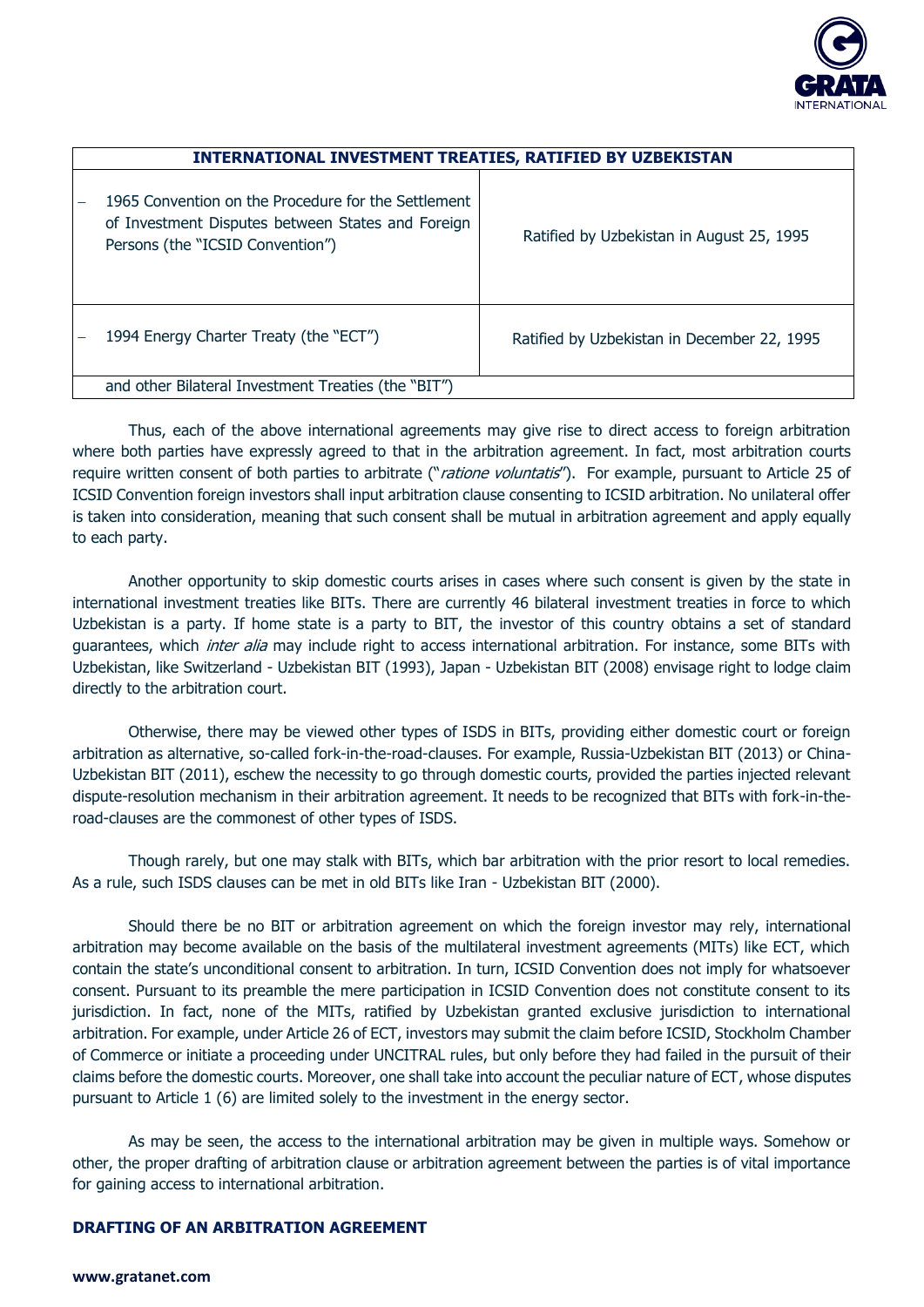| INTERNATIONAL INVESTMENT TREATIES, RATIFIED BY UZBEKISTAN | |
|---|---|
| – 1965 Convention on the Procedure for the Settlement of Investment Disputes between States and Foreign Persons (the "ICSID Convention") | Ratified by Uzbekistan in August 25, 1995 |
| – 1994 Energy Charter Treaty (the "ECT") | Ratified by Uzbekistan in December 22, 1995 |
| and other Bilateral Investment Treaties (the "BIT") | |

Thus, each of the above international agreements may give rise to direct access to foreign arbitration where both parties have expressly agreed to that in the arbitration agreement. In fact, most arbitration courts require written consent of both parties to arbitrate ("*ratione voluntatis*"). For example, pursuant to Article 25 of ICSID Convention foreign investors shall input arbitration clause consenting to ICSID arbitration. No unilateral offer is taken into consideration, meaning that such consent shall be mutual in arbitration agreement and apply equally to each party.

Another opportunity to skip domestic courts arises in cases where such consent is given by the state in international investment treaties like BITs. There are currently 46 bilateral investment treaties in force to which Uzbekistan is a party. If home state is a party to BIT, the investor of this country obtains a set of standard guarantees, which *inter alia* may include right to access international arbitration. For instance, some BITs with Uzbekistan, like Switzerland - Uzbekistan BIT (1993), Japan - Uzbekistan BIT (2008) envisage right to lodge claim directly to the arbitration court.

Otherwise, there may be viewed other types of ISDS in BITs, providing either domestic court or foreign arbitration as alternative, so-called fork-in-the-road-clauses. For example, Russia-Uzbekistan BIT (2013) or China-Uzbekistan BIT (2011), eschew the necessity to go through domestic courts, provided the parties injected relevant dispute-resolution mechanism in their arbitration agreement. It needs to be recognized that BITs with fork-in-the-road-clauses are the commonest of other types of ISDS.

Though rarely, but one may stalk with BITs, which bar arbitration with the prior resort to local remedies. As a rule, such ISDS clauses can be met in old BITs like Iran - Uzbekistan BIT (2000).

Should there be no BIT or arbitration agreement on which the foreign investor may rely, international arbitration may become available on the basis of the multilateral investment agreements (MITs) like ECT, which contain the state's unconditional consent to arbitration. In turn, ICSID Convention does not imply for whatsoever consent. Pursuant to its preamble the mere participation in ICSID Convention does not constitute consent to its jurisdiction. In fact, none of the MITs, ratified by Uzbekistan granted exclusive jurisdiction to international arbitration. For example, under Article 26 of ECT, investors may submit the claim before ICSID, Stockholm Chamber of Commerce or initiate a proceeding under UNCITRAL rules, but only before they had failed in the pursuit of their claims before the domestic courts. Moreover, one shall take into account the peculiar nature of ECT, whose disputes pursuant to Article 1 (6) are limited solely to the investment in the energy sector.

As may be seen, the access to the international arbitration may be given in multiple ways. Somehow or other, the proper drafting of arbitration clause or arbitration agreement between the parties is of vital importance for gaining access to international arbitration.

## DRAFTING OF AN ARBITRATION AGREEMENT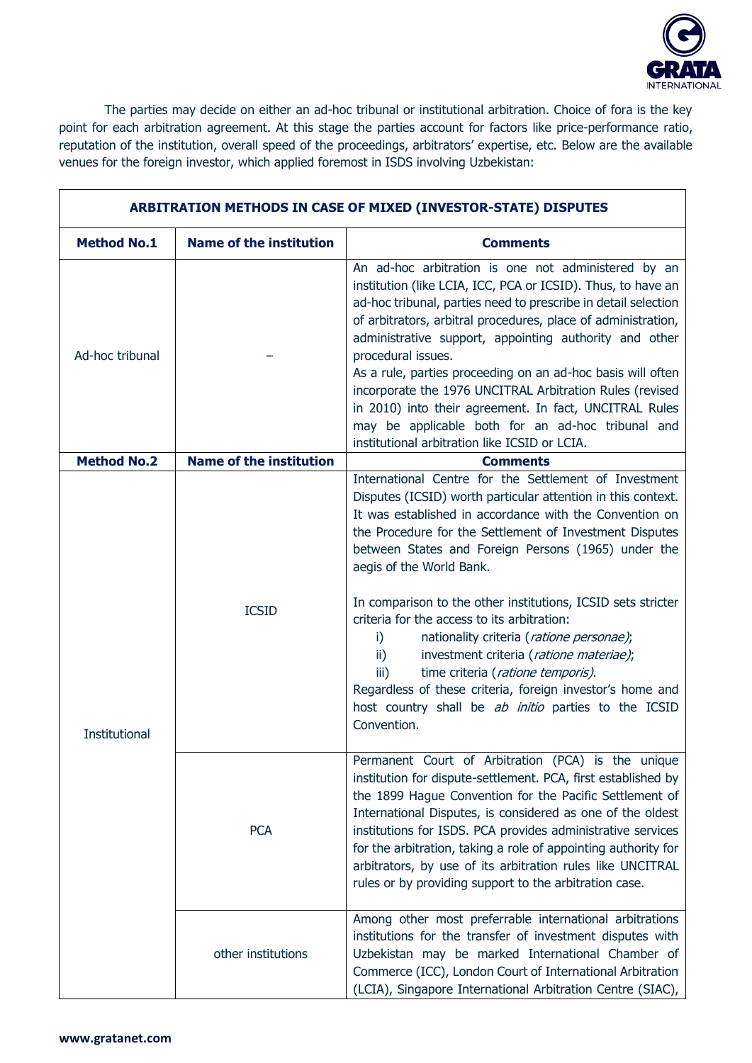The parties may decide on either an ad-hoc tribunal or institutional arbitration. Choice of fora is the key point for each arbitration agreement. At this stage the parties account for factors like price-performance ratio, reputation of the institution, overall speed of the proceedings, arbitrators' expertise, etc. Below are the available venues for the foreign investor, which applied foremost in ISDS involving Uzbekistan:

| ARBITRATION METHODS IN CASE OF MIXED (INVESTOR-STATE) DISPUTES | | |
|---|---|---|
| **Method No.1** | **Name of the institution** | **Comments** |
| Ad-hoc tribunal | – | An ad-hoc arbitration is one not administered by an institution (like LCIA, ICC, PCA or ICSID). Thus, to have an ad-hoc tribunal, parties need to prescribe in detail selection of arbitrators, arbitral procedures, place of administration, administrative support, appointing authority and other procedural issues.<br>As a rule, parties proceeding on an ad-hoc basis will often incorporate the 1976 UNCITRAL Arbitration Rules (revised in 2010) into their agreement. In fact, UNCITRAL Rules may be applicable both for an ad-hoc tribunal and institutional arbitration like ICSID or LCIA. |
| **Method No.2** | **Name of the institution** | **Comments** |
| Institutional | ICSID | International Centre for the Settlement of Investment Disputes (ICSID) worth particular attention in this context. It was established in accordance with the Convention on the Procedure for the Settlement of Investment Disputes between States and Foreign Persons (1965) under the aegis of the World Bank.<br><br>In comparison to the other institutions, ICSID sets stricter criteria for the access to its arbitration:<br>i) nationality criteria (*ratione personae)*;<br>ii) investment criteria (*ratione materiae)*;<br>iii) time criteria (*ratione temporis)*.<br>Regardless of these criteria, foreign investor's home and host country shall be *ab initio* parties to the ICSID Convention. |
| | PCA | Permanent Court of Arbitration (PCA) is the unique institution for dispute-settlement. PCA, first established by the 1899 Hague Convention for the Pacific Settlement of International Disputes, is considered as one of the oldest institutions for ISDS. PCA provides administrative services for the arbitration, taking a role of appointing authority for arbitrators, by use of its arbitration rules like UNCITRAL rules or by providing support to the arbitration case. |
| | other institutions | Among other most preferrable international arbitrations institutions for the transfer of investment disputes with Uzbekistan may be marked International Chamber of Commerce (ICC), London Court of International Arbitration (LCIA), Singapore International Arbitration Centre (SIAC), |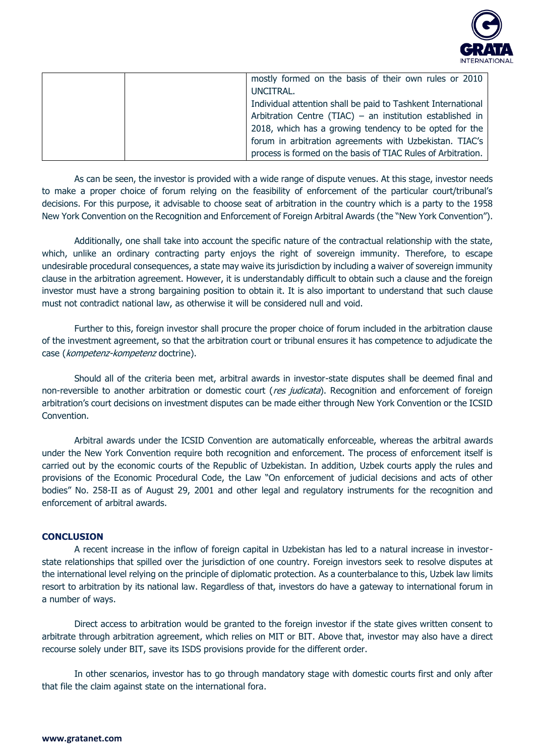| | | |
|---|---|---|
| | | mostly formed on the basis of their own rules or 2010 UNCITRAL. Individual attention shall be paid to Tashkent International Arbitration Centre (TIAC) – an institution established in 2018, which has a growing tendency to be opted for the forum in arbitration agreements with Uzbekistan. TIAC's process is formed on the basis of TIAC Rules of Arbitration. |

As can be seen, the investor is provided with a wide range of dispute venues. At this stage, investor needs to make a proper choice of forum relying on the feasibility of enforcement of the particular court/tribunal's decisions. For this purpose, it advisable to choose seat of arbitration in the country which is a party to the 1958 New York Convention on the Recognition and Enforcement of Foreign Arbitral Awards (the "New York Convention").

Additionally, one shall take into account the specific nature of the contractual relationship with the state, which, unlike an ordinary contracting party enjoys the right of sovereign immunity. Therefore, to escape undesirable procedural consequences, a state may waive its jurisdiction by including a waiver of sovereign immunity clause in the arbitration agreement. However, it is understandably difficult to obtain such a clause and the foreign investor must have a strong bargaining position to obtain it. It is also important to understand that such clause must not contradict national law, as otherwise it will be considered null and void.

Further to this, foreign investor shall procure the proper choice of forum included in the arbitration clause of the investment agreement, so that the arbitration court or tribunal ensures it has competence to adjudicate the case (*kompetenz-kompetenz* doctrine).

Should all of the criteria been met, arbitral awards in investor-state disputes shall be deemed final and non-reversible to another arbitration or domestic court (*res judicata*). Recognition and enforcement of foreign arbitration's court decisions on investment disputes can be made either through New York Convention or the ICSID Convention.

Arbitral awards under the ICSID Convention are automatically enforceable, whereas the arbitral awards under the New York Convention require both recognition and enforcement. The process of enforcement itself is carried out by the economic courts of the Republic of Uzbekistan. In addition, Uzbek courts apply the rules and provisions of the Economic Procedural Code, the Law "On enforcement of judicial decisions and acts of other bodies" No. 258-II as of August 29, 2001 and other legal and regulatory instruments for the recognition and enforcement of arbitral awards.

## CONCLUSION

A recent increase in the inflow of foreign capital in Uzbekistan has led to a natural increase in investor-state relationships that spilled over the jurisdiction of one country. Foreign investors seek to resolve disputes at the international level relying on the principle of diplomatic protection. As a counterbalance to this, Uzbek law limits resort to arbitration by its national law. Regardless of that, investors do have a gateway to international forum in a number of ways.

Direct access to arbitration would be granted to the foreign investor if the state gives written consent to arbitrate through arbitration agreement, which relies on MIT or BIT. Above that, investor may also have a direct recourse solely under BIT, save its ISDS provisions provide for the different order.

In other scenarios, investor has to go through mandatory stage with domestic courts first and only after that file the claim against state on the international fora.